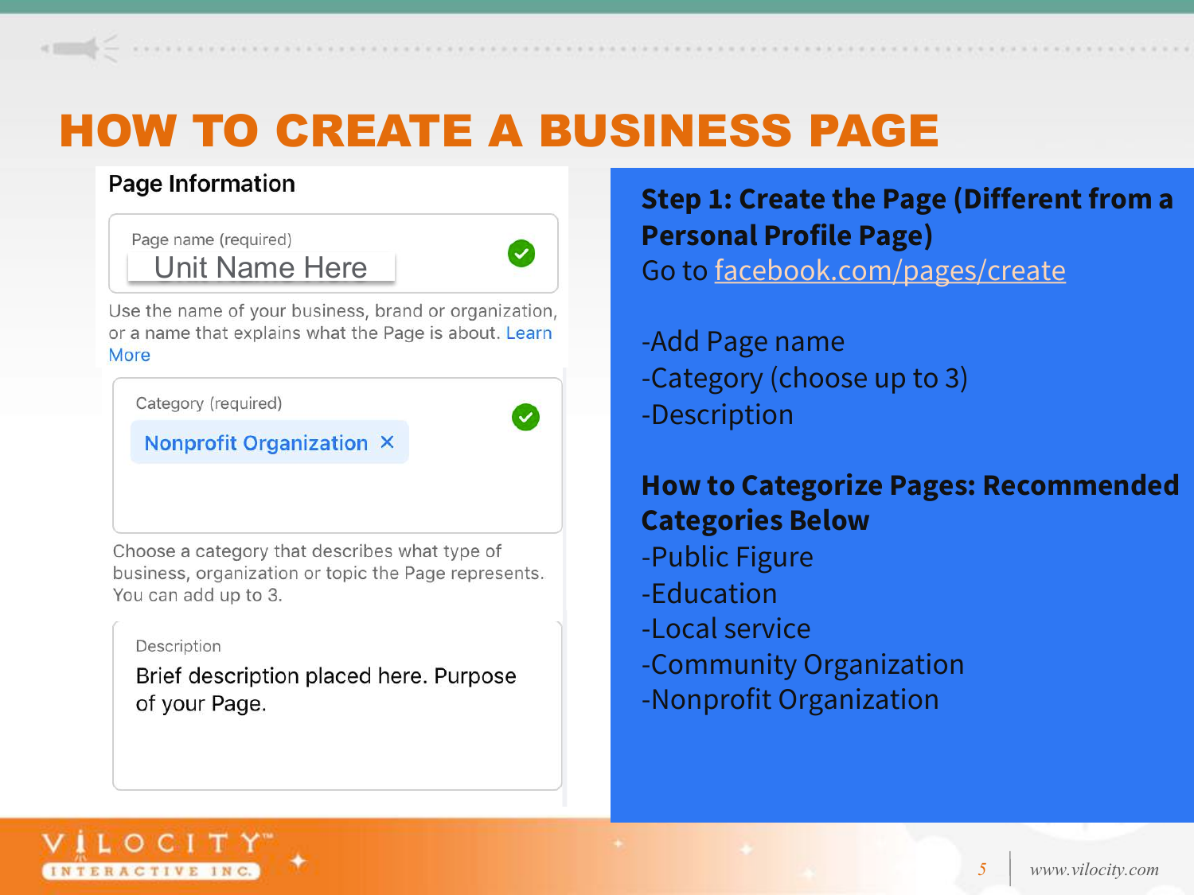# HOW TO CREATE A BUSINESS PAGE

**Page Information**

Page name (required)

Unit Name Here

Use the name of your business, brand or organization, or a name that explains what the Page is about. Learn More

Category (required)

Nonprofit Organization ×

Choose a category that describes what type of business, organization or topic the Page represents. You can add up to 3.

Description

Brief description placed here. Purpose of your Page.

**Step 1: Create the Page (Different from a Personal Profile Page)**

Go to [facebook.com/pages/create](facebook.com/pages/create)

-Add Page name
-Category (choose up to 3)
-Description

**How to Categorize Pages: Recommended Categories Below**

-Public Figure
-Education
-Local service
-Community Organization
-Nonprofit Organization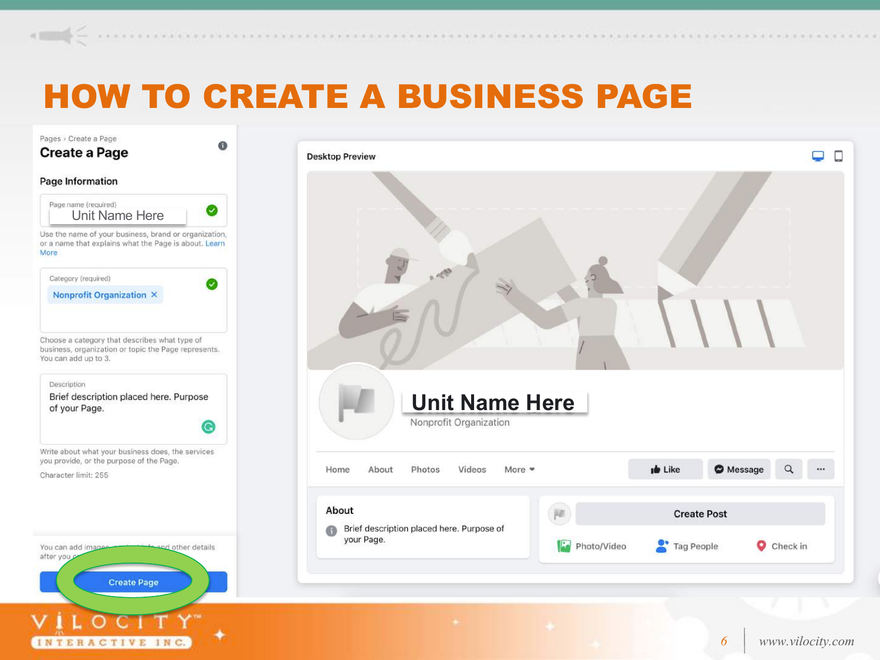# HOW TO CREATE A BUSINESS PAGE

Pages › Create a Page

**Create a Page**

**Page Information**

Page name (required)

Unit Name Here

Use the name of your business, brand or organization, or a name that explains what the Page is about. Learn More

Category (required)

Nonprofit Organization ×

Choose a category that describes what type of business, organization or topic the Page represents. You can add up to 3.

Description

Brief description placed here. Purpose of your Page.

Write about what your business does, the services you provide, or the purpose of the Page.

Character limit: 255

You can add images, contact info and other details after you create the Page.

**Create Page**

**Desktop Preview**

**Unit Name Here**

Nonprofit Organization

Home | About | Photos | Videos | More ▾ | Like | Message

**About**

Brief description placed here. Purpose of your Page.

Create Post

Photo/Video | Tag People | Check in

www.vilocity.com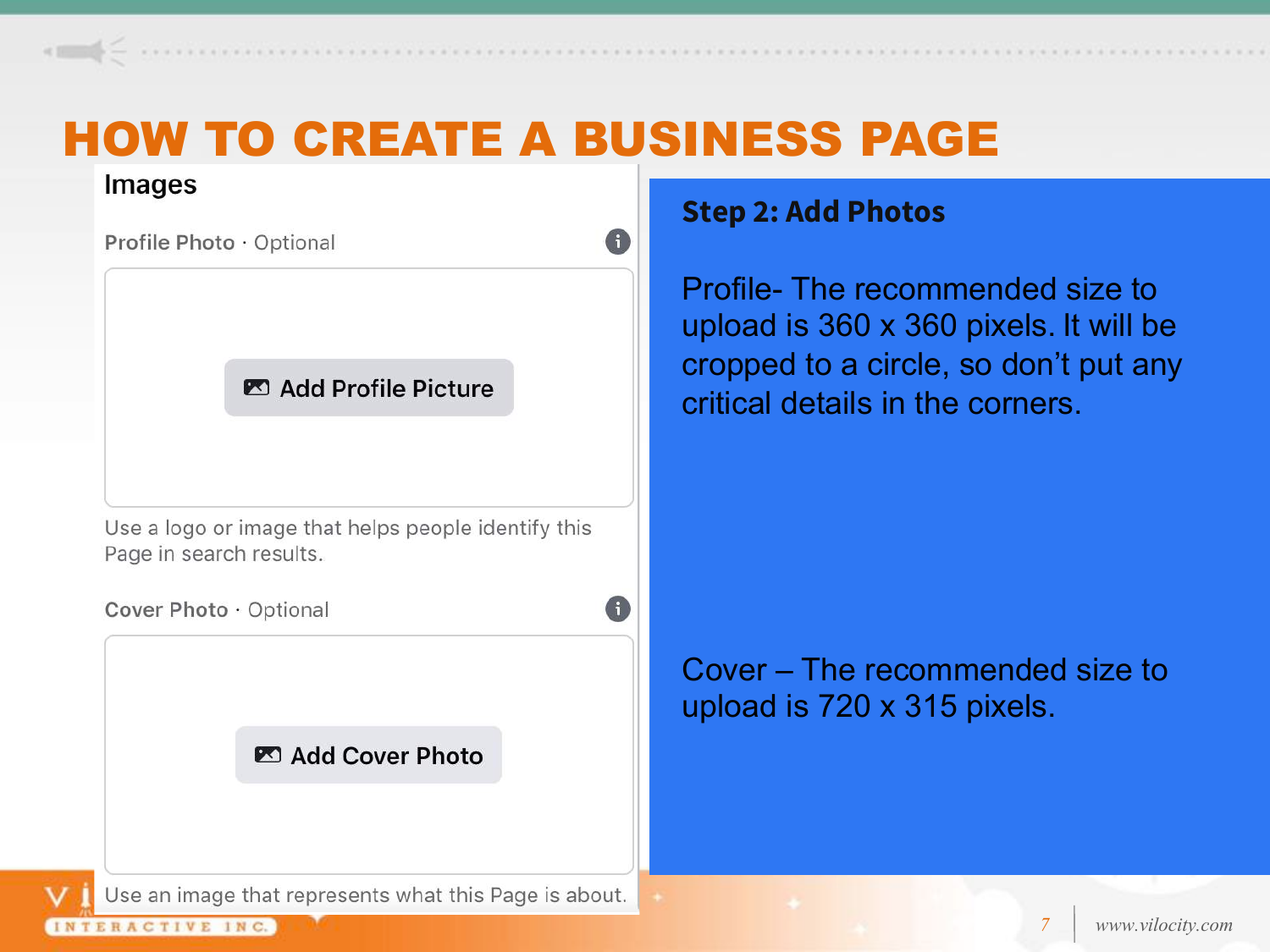# HOW TO CREATE A BUSINESS PAGE

## Images

**Profile Photo** · Optional

Add Profile Picture

Use a logo or image that helps people identify this Page in search results.

**Cover Photo** · Optional

Add Cover Photo

Use an image that represents what this Page is about.

**Step 2: Add Photos**

Profile- The recommended size to upload is 360 x 360 pixels. It will be cropped to a circle, so don't put any critical details in the corners.

Cover – The recommended size to upload is 720 x 315 pixels.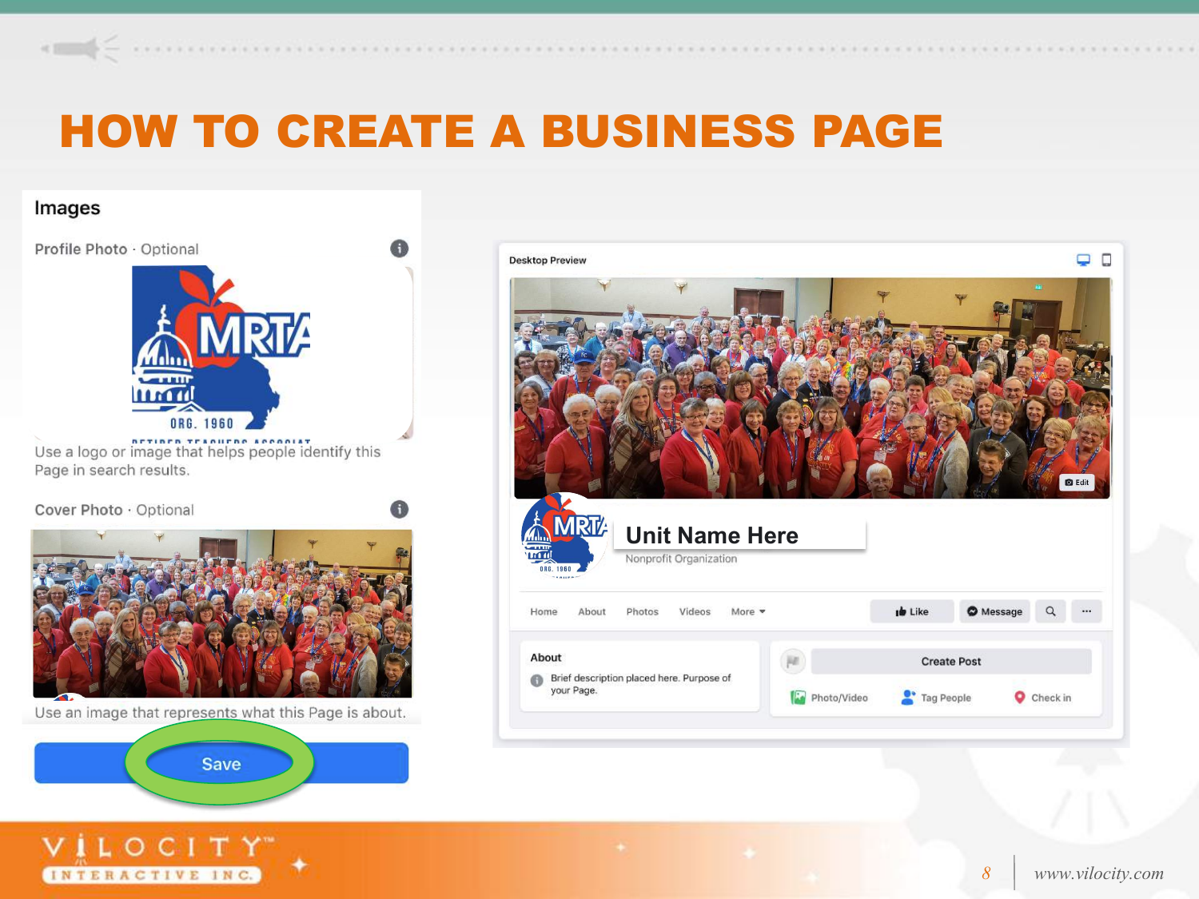# HOW TO CREATE A BUSINESS PAGE

**Images**

Profile Photo · Optional

Use a logo or image that helps people identify this Page in search results.

Cover Photo · Optional

Use an image that represents what this Page is about.

Save

Desktop Preview

Unit Name Here

Nonprofit Organization

Home | About | Photos | Videos | More

Like | Message

About

Brief description placed here. Purpose of your Page.

Create Post

Photo/Video | Tag People | Check in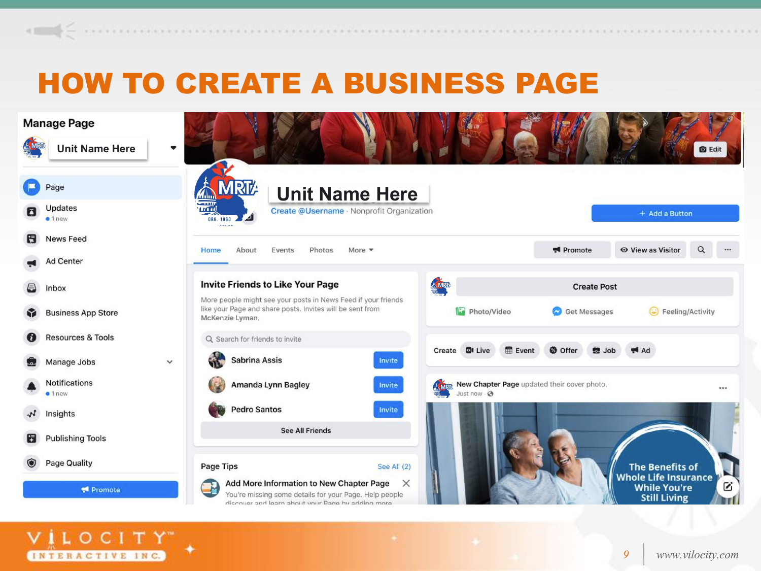# HOW TO CREATE A BUSINESS PAGE

**Manage Page**

Unit Name Here

- Page
- Updates
  - 1 new
- News Feed
- Ad Center
- Inbox
- Business App Store
- Resources & Tools
- Manage Jobs
- Notifications
  - 1 new
- Insights
- Publishing Tools
- Page Quality

Promote

## Unit Name Here

Create @Username · Nonprofit Organization

\+ Add a Button

Home | About | Events | Photos | More

Promote | View as Visitor

### Invite Friends to Like Your Page

More people might see your posts in News Feed if your friends like your Page and share posts. Invites will be sent from McKenzie Lyman.

Search for friends to invite

- Sabrina Assis — Invite
- Amanda Lynn Bagley — Invite
- Pedro Santos — Invite

See All Friends

### Page Tips

See All (2)

**Add More Information to New Chapter Page**

You're missing some details for your Page. Help people discover and learn about your Page by adding more

Create Post

Photo/Video | Get Messages | Feeling/Activity

Create: Live | Event | Offer | Job | Ad

**New Chapter Page** updated their cover photo.

Just now

The Benefits of Whole Life Insurance While You're Still Living

www.vilocity.com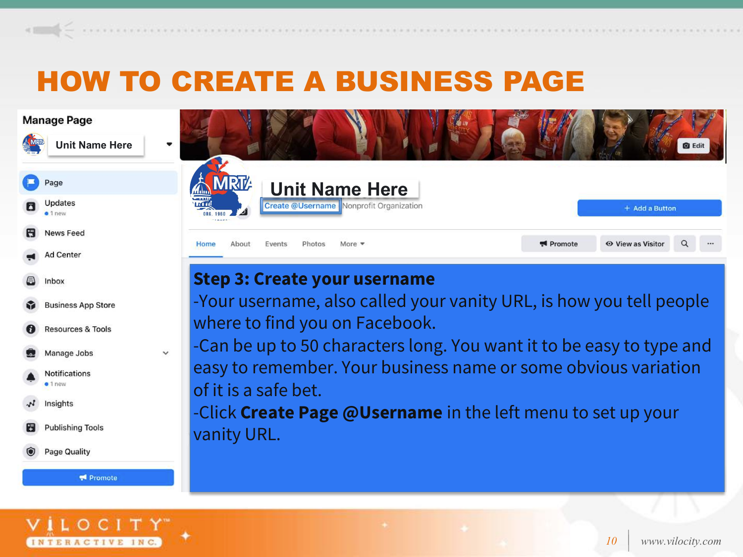# HOW TO CREATE A BUSINESS PAGE

**Step 3: Create your username**

-Your username, also called your vanity URL, is how you tell people where to find you on Facebook.

-Can be up to 50 characters long. You want it to be easy to type and easy to remember. Your business name or some obvious variation of it is a safe bet.

-Click **Create Page @Username** in the left menu to set up your vanity URL.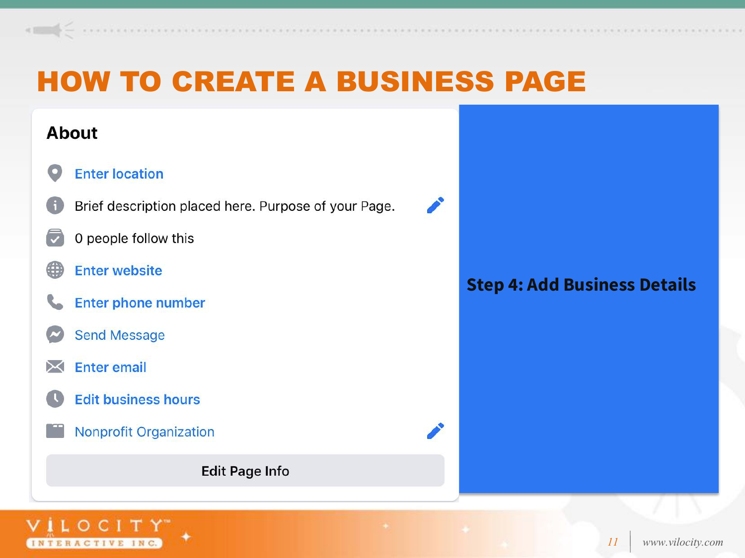# HOW TO CREATE A BUSINESS PAGE

## About

- Enter location
- Brief description placed here. Purpose of your Page.
- 0 people follow this
- Enter website
- Enter phone number
- Send Message
- Enter email
- Edit business hours
- Nonprofit Organization

Edit Page Info

**Step 4: Add Business Details**